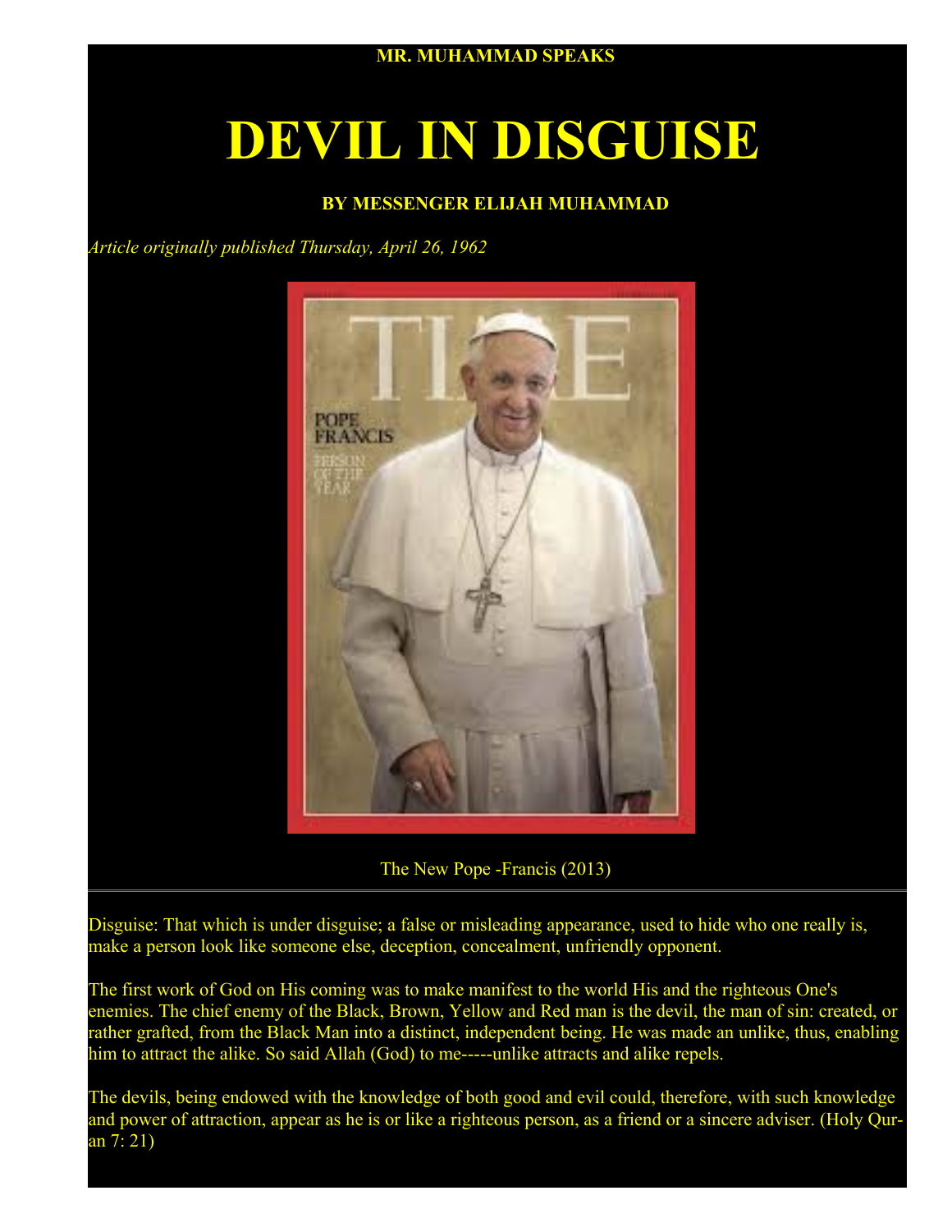**MR. MUHAMMAD SPEAKS**

# DEVIL IN DISGUISE

**BY MESSENGER ELIJAH MUHAMMAD**

*Article originally published Thursday, April 26, 1962*

The New Pope -Francis (2013)

---

Disguise: That which is under disguise; a false or misleading appearance, used to hide who one really is, make a person look like someone else, deception, concealment, unfriendly opponent.

The first work of God on His coming was to make manifest to the world His and the righteous One's enemies. The chief enemy of the Black, Brown, Yellow and Red man is the devil, the man of sin: created, or rather grafted, from the Black Man into a distinct, independent being. He was made an unlike, thus, enabling him to attract the alike. So said Allah (God) to me-----unlike attracts and alike repels.

The devils, being endowed with the knowledge of both good and evil could, therefore, with such knowledge and power of attraction, appear as he is or like a righteous person, as a friend or a sincere adviser. (Holy Qur-an 7: 21)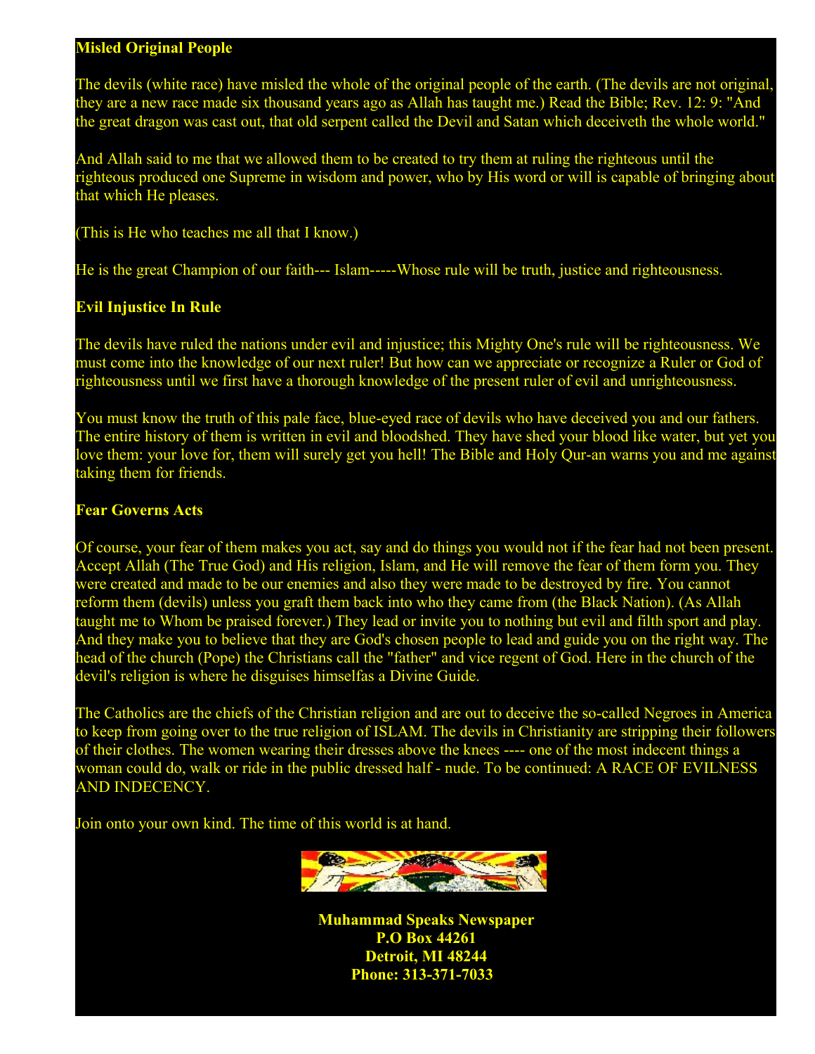**Misled Original People**

The devils (white race) have misled the whole of the original people of the earth. (The devils are not original, they are a new race made six thousand years ago as Allah has taught me.) Read the Bible; Rev. 12: 9: "And the great dragon was cast out, that old serpent called the Devil and Satan which deceiveth the whole world."

And Allah said to me that we allowed them to be created to try them at ruling the righteous until the righteous produced one Supreme in wisdom and power, who by His word or will is capable of bringing about that which He pleases.

(This is He who teaches me all that I know.)

He is the great Champion of our faith--- Islam-----Whose rule will be truth, justice and righteousness.

**Evil Injustice In Rule**

The devils have ruled the nations under evil and injustice; this Mighty One's rule will be righteousness. We must come into the knowledge of our next ruler! But how can we appreciate or recognize a Ruler or God of righteousness until we first have a thorough knowledge of the present ruler of evil and unrighteousness.

You must know the truth of this pale face, blue-eyed race of devils who have deceived you and our fathers. The entire history of them is written in evil and bloodshed. They have shed your blood like water, but yet you love them: your love for, them will surely get you hell! The Bible and Holy Qur-an warns you and me against taking them for friends.

**Fear Governs Acts**

Of course, your fear of them makes you act, say and do things you would not if the fear had not been present. Accept Allah (The True God) and His religion, Islam, and He will remove the fear of them form you. They were created and made to be our enemies and also they were made to be destroyed by fire. You cannot reform them (devils) unless you graft them back into who they came from (the Black Nation). (As Allah taught me to Whom be praised forever.) They lead or invite you to nothing but evil and filth sport and play. And they make you to believe that they are God's chosen people to lead and guide you on the right way. The head of the church (Pope) the Christians call the "father" and vice regent of God. Here in the church of the devil's religion is where he disguises himselfas a Divine Guide.

The Catholics are the chiefs of the Christian religion and are out to deceive the so-called Negroes in America to keep from going over to the true religion of ISLAM. The devils in Christianity are stripping their followers of their clothes. The women wearing their dresses above the knees ---- one of the most indecent things a woman could do, walk or ride in the public dressed half - nude. To be continued: A RACE OF EVILNESS AND INDECENCY.

Join onto your own kind. The time of this world is at hand.

**Muhammad Speaks Newspaper**
**P.O Box 44261**
**Detroit, MI 48244**
**Phone: 313-371-7033**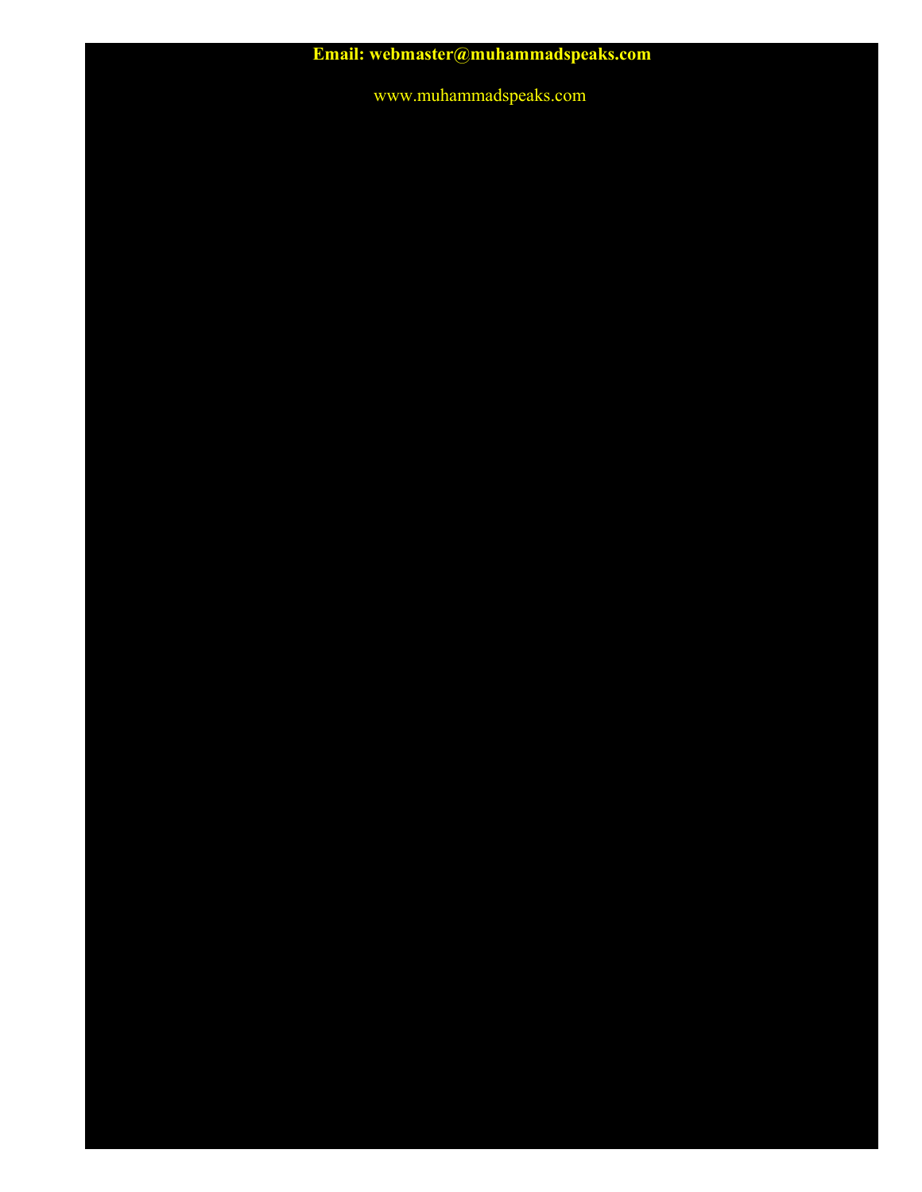**Email: webmaster@muhammadspeaks.com**

www.muhammadspeaks.com